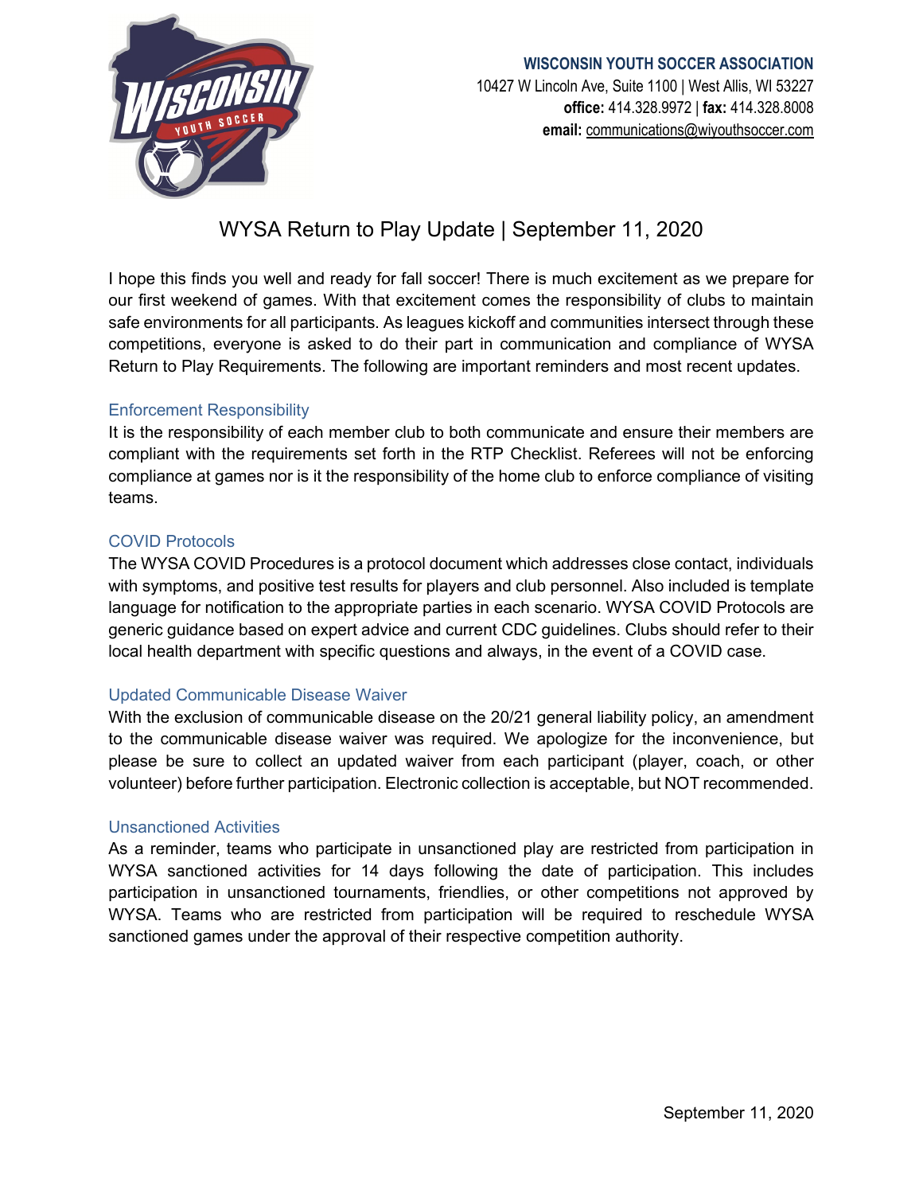**WISCONSIN YOUTH SOCCER ASSOCIATION**
10427 W Lincoln Ave, Suite 1100 | West Allis, WI 53227
**office:** 414.328.9972 | **fax:** 414.328.8008
**email:** communications@wiyouthsoccer.com

# WYSA Return to Play Update | September 11, 2020

I hope this finds you well and ready for fall soccer! There is much excitement as we prepare for our first weekend of games. With that excitement comes the responsibility of clubs to maintain safe environments for all participants. As leagues kickoff and communities intersect through these competitions, everyone is asked to do their part in communication and compliance of WYSA Return to Play Requirements. The following are important reminders and most recent updates.

## Enforcement Responsibility

It is the responsibility of each member club to both communicate and ensure their members are compliant with the requirements set forth in the RTP Checklist. Referees will not be enforcing compliance at games nor is it the responsibility of the home club to enforce compliance of visiting teams.

## COVID Protocols

The WYSA COVID Procedures is a protocol document which addresses close contact, individuals with symptoms, and positive test results for players and club personnel. Also included is template language for notification to the appropriate parties in each scenario. WYSA COVID Protocols are generic guidance based on expert advice and current CDC guidelines. Clubs should refer to their local health department with specific questions and always, in the event of a COVID case.

## Updated Communicable Disease Waiver

With the exclusion of communicable disease on the 20/21 general liability policy, an amendment to the communicable disease waiver was required. We apologize for the inconvenience, but please be sure to collect an updated waiver from each participant (player, coach, or other volunteer) before further participation. Electronic collection is acceptable, but NOT recommended.

## Unsanctioned Activities

As a reminder, teams who participate in unsanctioned play are restricted from participation in WYSA sanctioned activities for 14 days following the date of participation. This includes participation in unsanctioned tournaments, friendlies, or other competitions not approved by WYSA. Teams who are restricted from participation will be required to reschedule WYSA sanctioned games under the approval of their respective competition authority.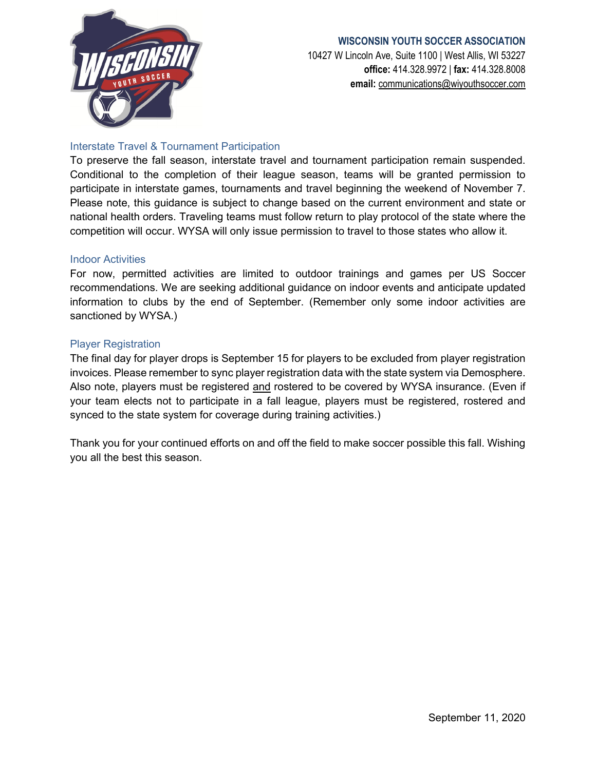**WISCONSIN YOUTH SOCCER ASSOCIATION**
10427 W Lincoln Ave, Suite 1100 | West Allis, WI 53227
**office:** 414.328.9972 | **fax:** 414.328.8008
**email:** communications@wiyouthsoccer.com

### Interstate Travel & Tournament Participation

To preserve the fall season, interstate travel and tournament participation remain suspended. Conditional to the completion of their league season, teams will be granted permission to participate in interstate games, tournaments and travel beginning the weekend of November 7. Please note, this guidance is subject to change based on the current environment and state or national health orders. Traveling teams must follow return to play protocol of the state where the competition will occur. WYSA will only issue permission to travel to those states who allow it.

### Indoor Activities

For now, permitted activities are limited to outdoor trainings and games per US Soccer recommendations. We are seeking additional guidance on indoor events and anticipate updated information to clubs by the end of September. (Remember only some indoor activities are sanctioned by WYSA.)

### Player Registration

The final day for player drops is September 15 for players to be excluded from player registration invoices. Please remember to sync player registration data with the state system via Demosphere. Also note, players must be registered and rostered to be covered by WYSA insurance. (Even if your team elects not to participate in a fall league, players must be registered, rostered and synced to the state system for coverage during training activities.)

Thank you for your continued efforts on and off the field to make soccer possible this fall. Wishing you all the best this season.

September 11, 2020